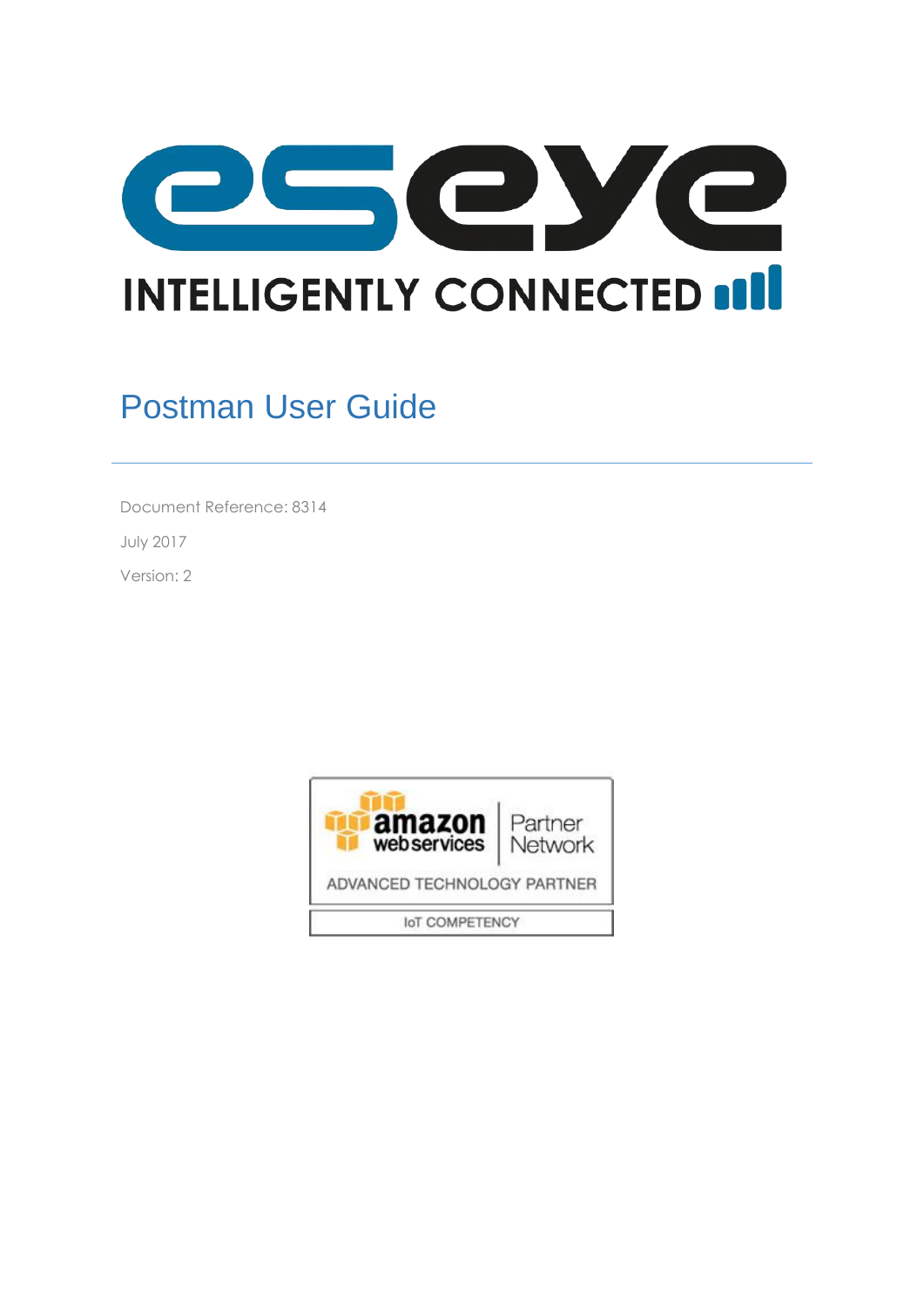eseye

INTELLIGENTLY CONNECTED

# Postman User Guide

Document Reference: 8314

July 2017

Version: 2

amazon web services | Partner Network

ADVANCED TECHNOLOGY PARTNER

IoT COMPETENCY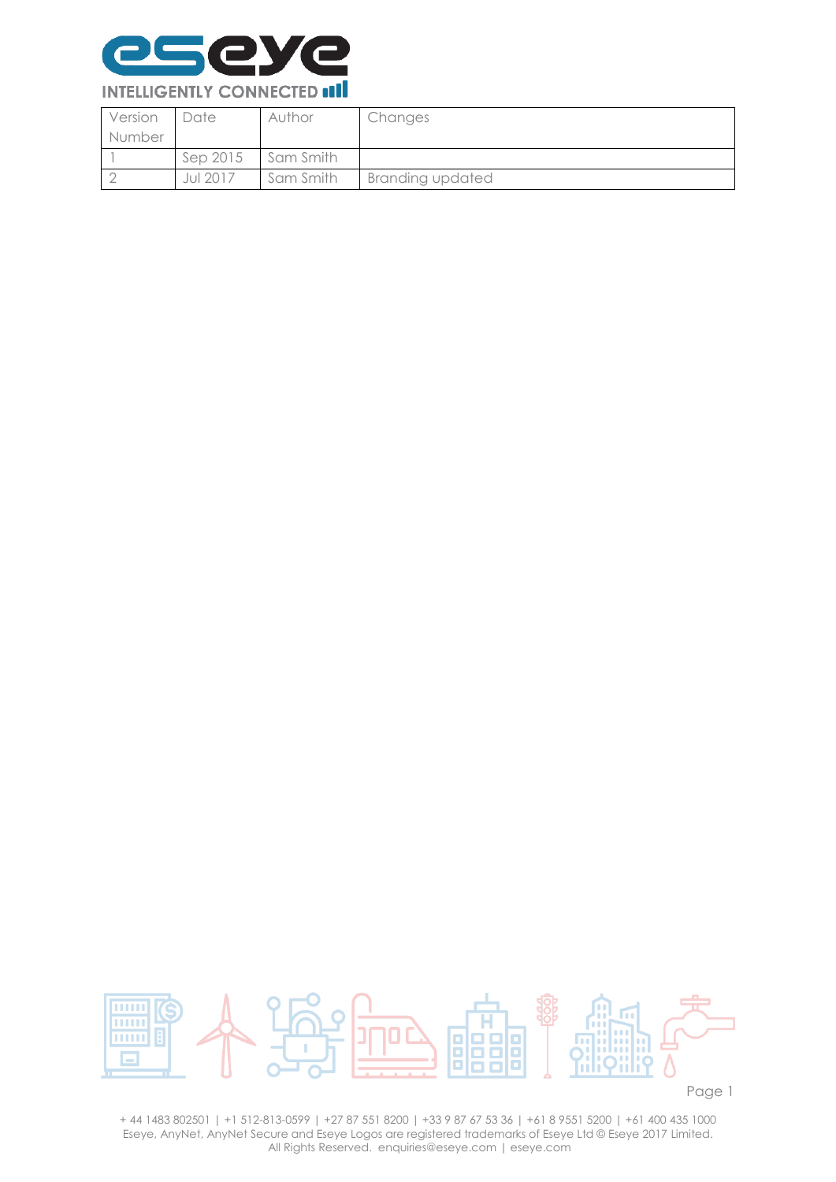| Version Number | Date | Author | Changes |
|---|---|---|---|
| 1 | Sep 2015 | Sam Smith | |
| 2 | Jul 2017 | Sam Smith | Branding updated |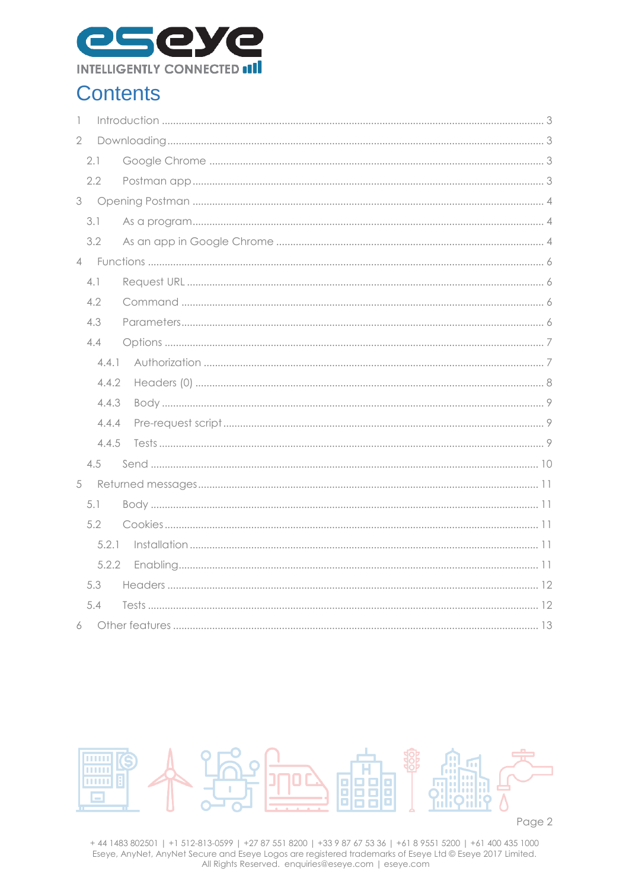# Contents

1 Introduction ..... 3

2 Downloading ..... 3

- 2.1 Google Chrome ..... 3
- 2.2 Postman app ..... 3

3 Opening Postman ..... 4

- 3.1 As a program ..... 4
- 3.2 As an app in Google Chrome ..... 4

4 Functions ..... 6

- 4.1 Request URL ..... 6
- 4.2 Command ..... 6
- 4.3 Parameters ..... 6
- 4.4 Options ..... 7
  - 4.4.1 Authorization ..... 7
  - 4.4.2 Headers (0) ..... 8
  - 4.4.3 Body ..... 9
  - 4.4.4 Pre-request script ..... 9
  - 4.4.5 Tests ..... 9
- 4.5 Send ..... 10

5 Returned messages ..... 11

- 5.1 Body ..... 11
- 5.2 Cookies ..... 11
  - 5.2.1 Installation ..... 11
  - 5.2.2 Enabling ..... 11
- 5.3 Headers ..... 12
- 5.4 Tests ..... 12

6 Other features ..... 13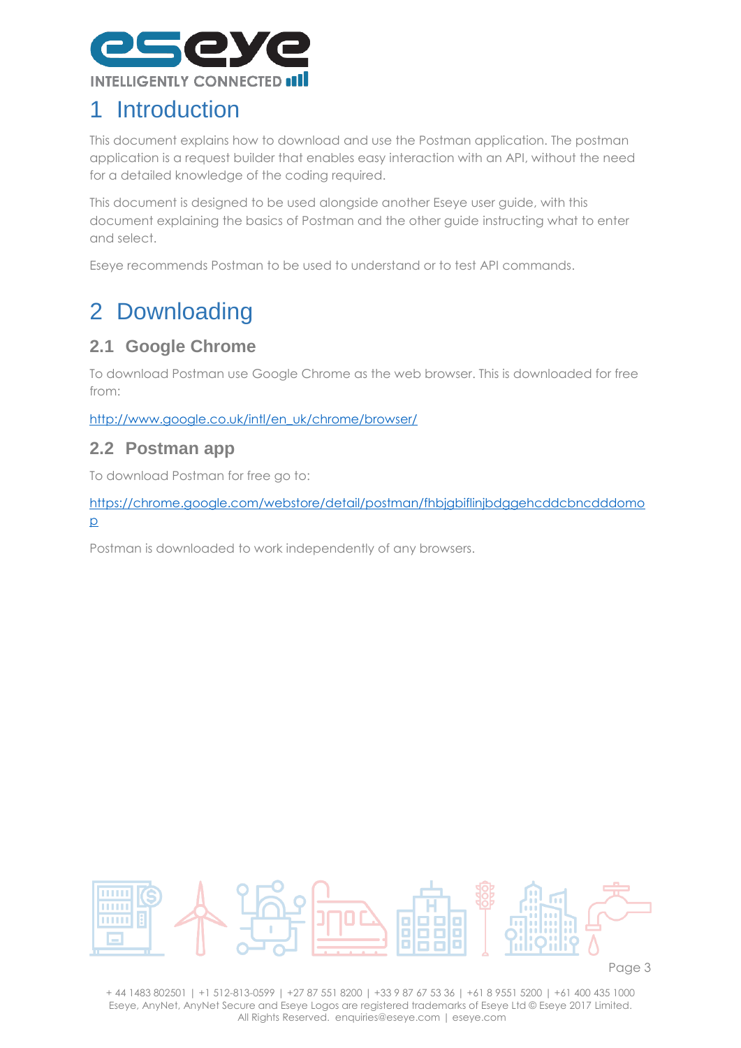# 1 Introduction

This document explains how to download and use the Postman application. The postman application is a request builder that enables easy interaction with an API, without the need for a detailed knowledge of the coding required.

This document is designed to be used alongside another Eseye user guide, with this document explaining the basics of Postman and the other guide instructing what to enter and select.

Eseye recommends Postman to be used to understand or to test API commands.

# 2 Downloading

## 2.1 Google Chrome

To download Postman use Google Chrome as the web browser. This is downloaded for free from:

[http://www.google.co.uk/intl/en_uk/chrome/browser/](http://www.google.co.uk/intl/en_uk/chrome/browser/)

## 2.2 Postman app

To download Postman for free go to:

[https://chrome.google.com/webstore/detail/postman/fhbjgbiflinjbdggehcddcbncdddomop](https://chrome.google.com/webstore/detail/postman/fhbjgbiflinjbdggehcddcbncdddomop)

Postman is downloaded to work independently of any browsers.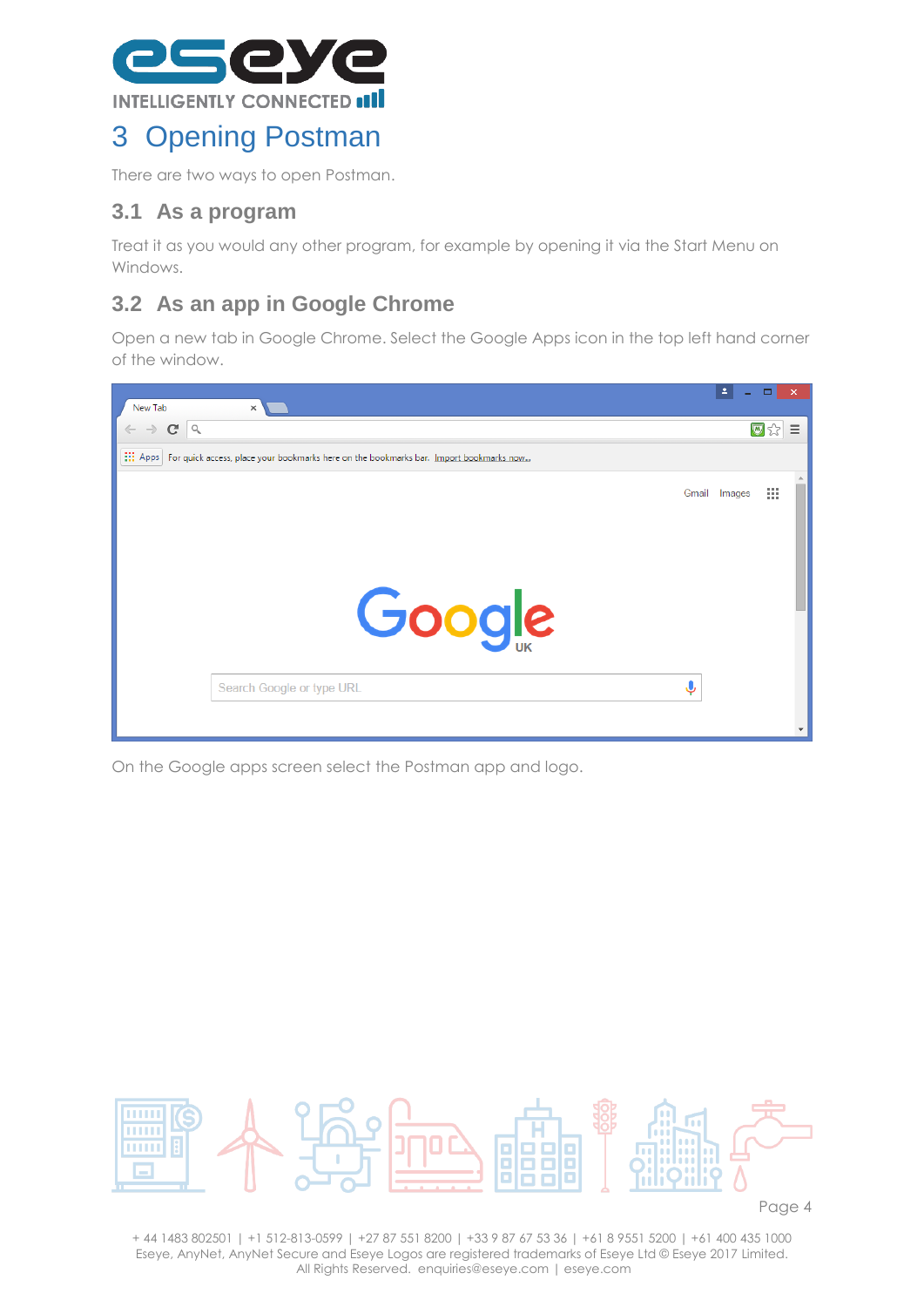# 3 Opening Postman

There are two ways to open Postman.

## 3.1 As a program

Treat it as you would any other program, for example by opening it via the Start Menu on Windows.

## 3.2 As an app in Google Chrome

Open a new tab in Google Chrome. Select the Google Apps icon in the top left hand corner of the window.

On the Google apps screen select the Postman app and logo.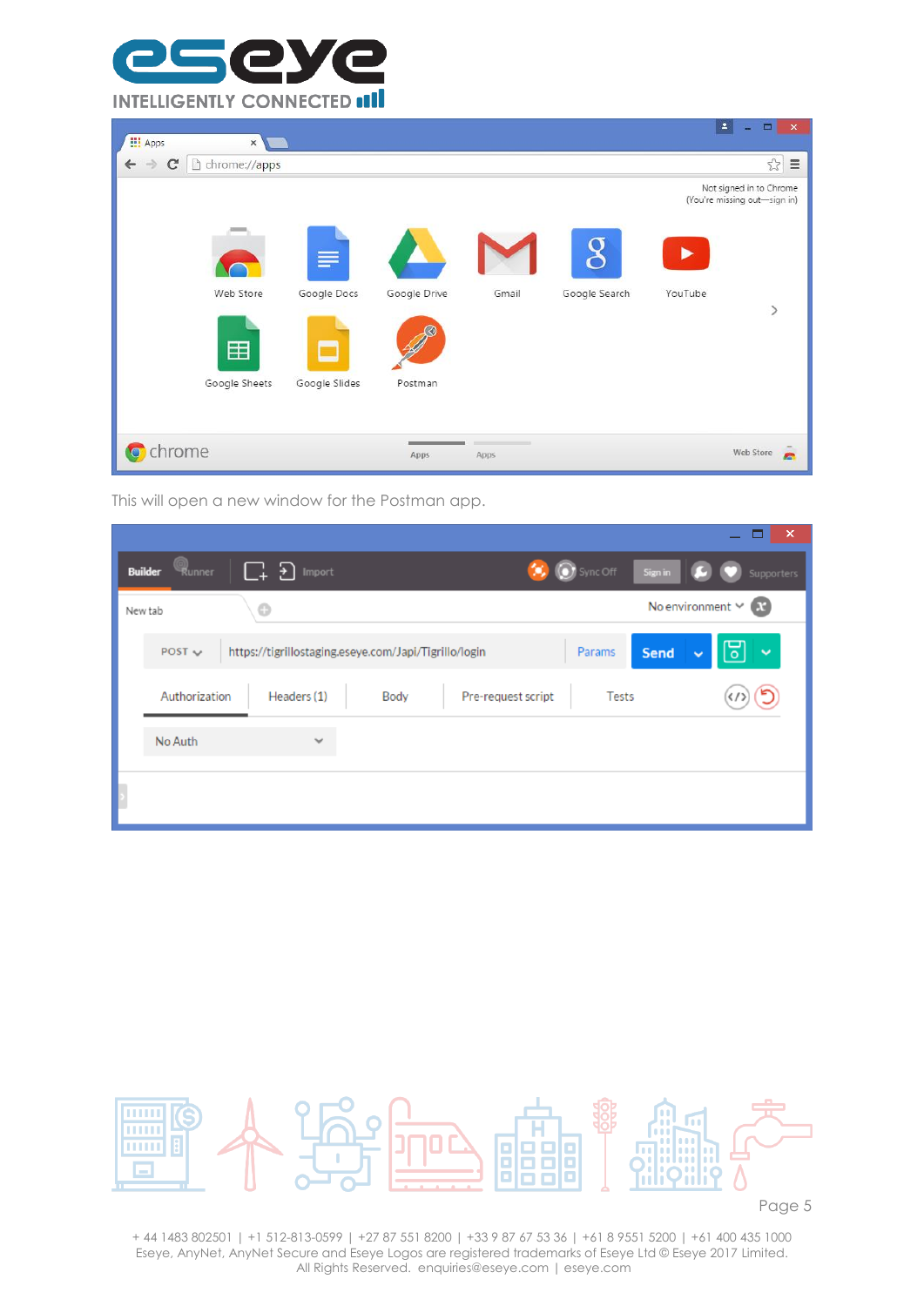This will open a new window for the Postman app.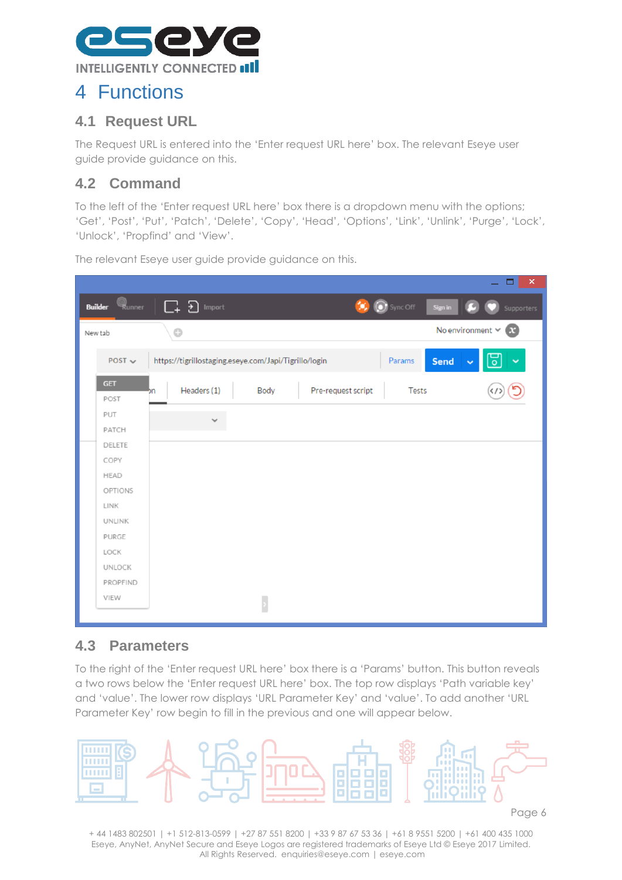# 4 Functions

## 4.1 Request URL

The Request URL is entered into the 'Enter request URL here' box. The relevant Eseye user guide provide guidance on this.

## 4.2 Command

To the left of the 'Enter request URL here' box there is a dropdown menu with the options; 'Get', 'Post', 'Put', 'Patch', 'Delete', 'Copy', 'Head', 'Options', 'Link', 'Unlink', 'Purge', 'Lock', 'Unlock', 'Propfind' and 'View'.

The relevant Eseye user guide provide guidance on this.

## 4.3 Parameters

To the right of the 'Enter request URL here' box there is a 'Params' button. This button reveals a two rows below the 'Enter request URL here' box. The top row displays 'Path variable key' and 'value'. The lower row displays 'URL Parameter Key' and 'value'. To add another 'URL Parameter Key' row begin to fill in the previous and one will appear below.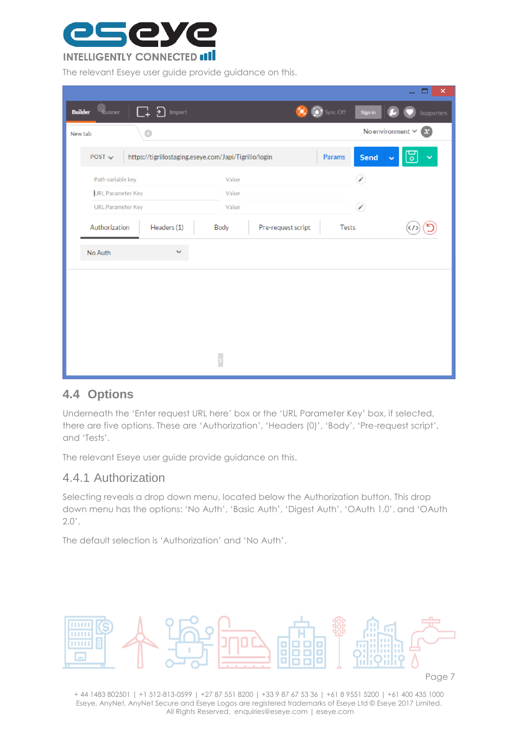The relevant Eseye user guide provide guidance on this.

## 4.4 Options

Underneath the 'Enter request URL here' box or the 'URL Parameter Key' box, if selected, there are five options. These are 'Authorization', 'Headers (0)', 'Body', 'Pre-request script', and 'Tests'.

The relevant Eseye user guide provide guidance on this.

### 4.4.1 Authorization

Selecting reveals a drop down menu, located below the Authorization button. This drop down menu has the options: 'No Auth', 'Basic Auth', 'Digest Auth', 'OAuth 1.0', and 'OAuth 2.0'.

The default selection is 'Authorization' and 'No Auth'.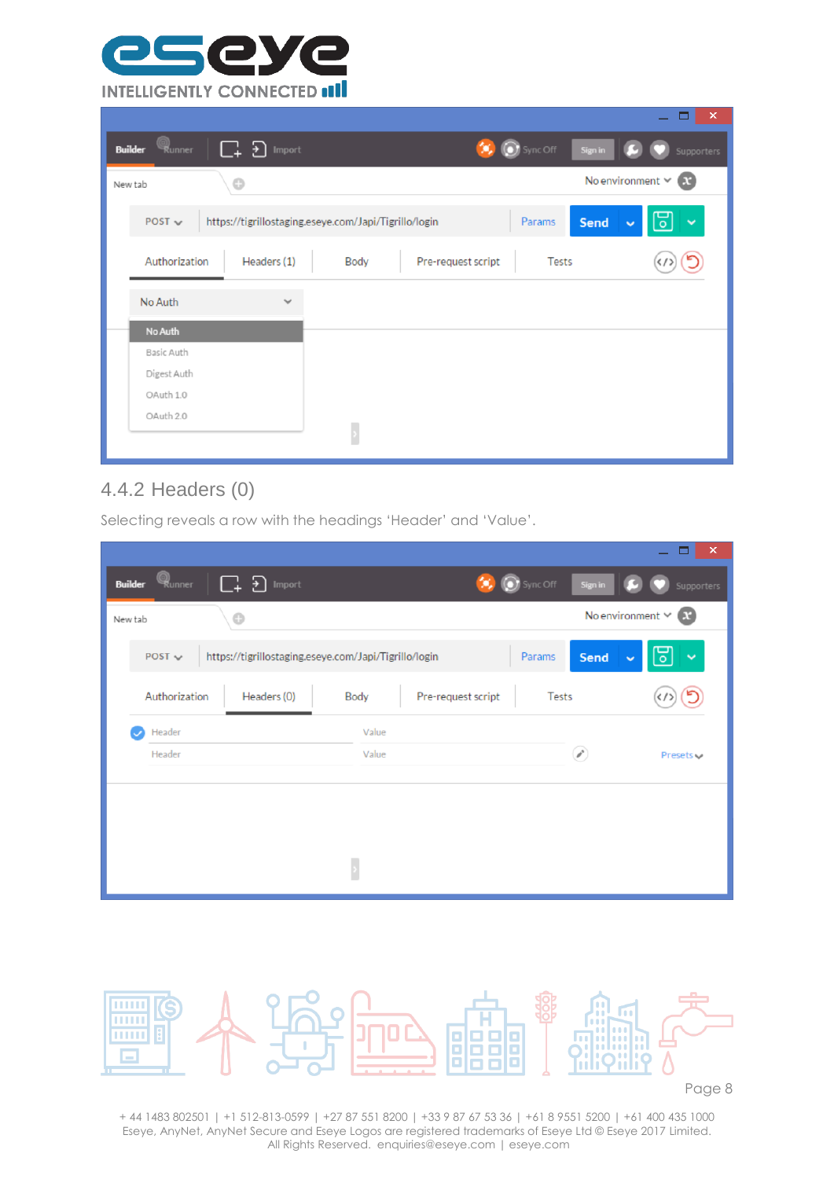## 4.4.2 Headers (0)

Selecting reveals a row with the headings 'Header' and 'Value'.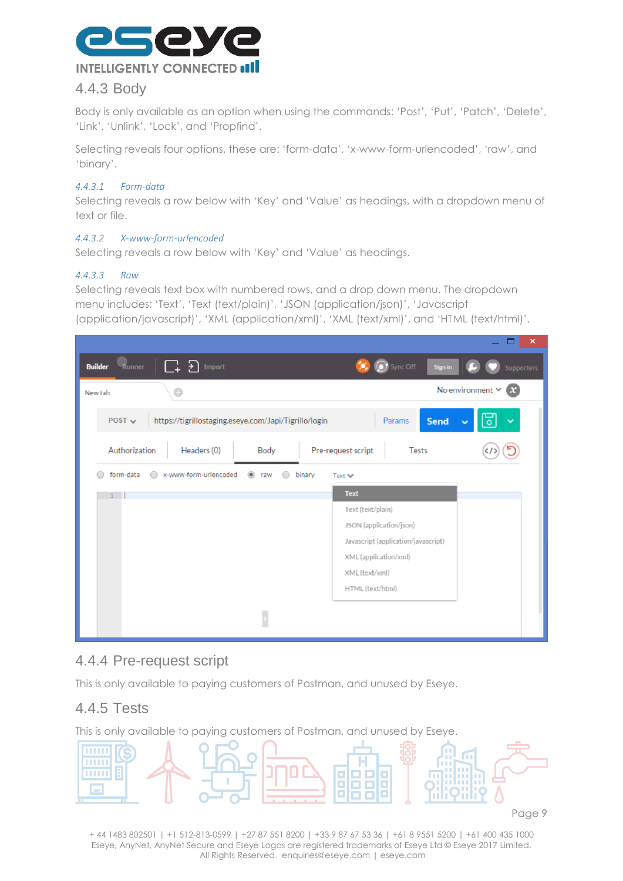## 4.4.3 Body

Body is only available as an option when using the commands: 'Post', 'Put', 'Patch', 'Delete', 'Link', 'Unlink', 'Lock', and 'Propfind'.

Selecting reveals four options, these are: 'form-data', 'x-www-form-urlencoded', 'raw', and 'binary'.

### *4.4.3.1 Form-data*

Selecting reveals a row below with 'Key' and 'Value' as headings, with a dropdown menu of text or file.

### *4.4.3.2 X-www-form-urlencoded*

Selecting reveals a row below with 'Key' and 'Value' as headings.

### *4.4.3.3 Raw*

Selecting reveals text box with numbered rows, and a drop down menu. The dropdown menu includes; 'Text', 'Text (text/plain)', 'JSON (application/json)', 'Javascript (application/javascript)', 'XML (application/xml)', 'XML (text/xml)', and 'HTML (text/html)'.

## 4.4.4 Pre-request script

This is only available to paying customers of Postman, and unused by Eseye.

## 4.4.5 Tests

This is only available to paying customers of Postman, and unused by Eseye.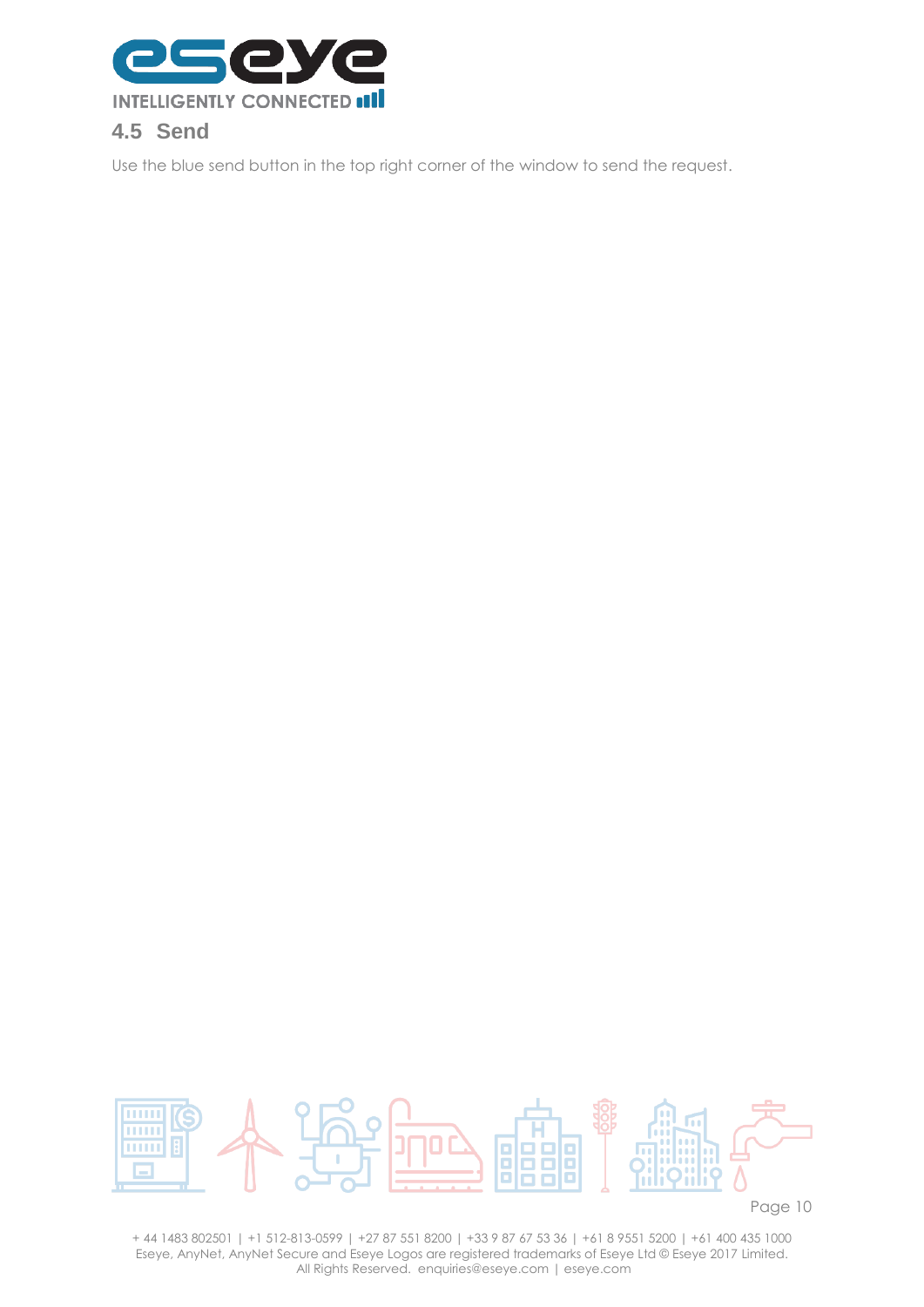## 4.5 Send

Use the blue send button in the top right corner of the window to send the request.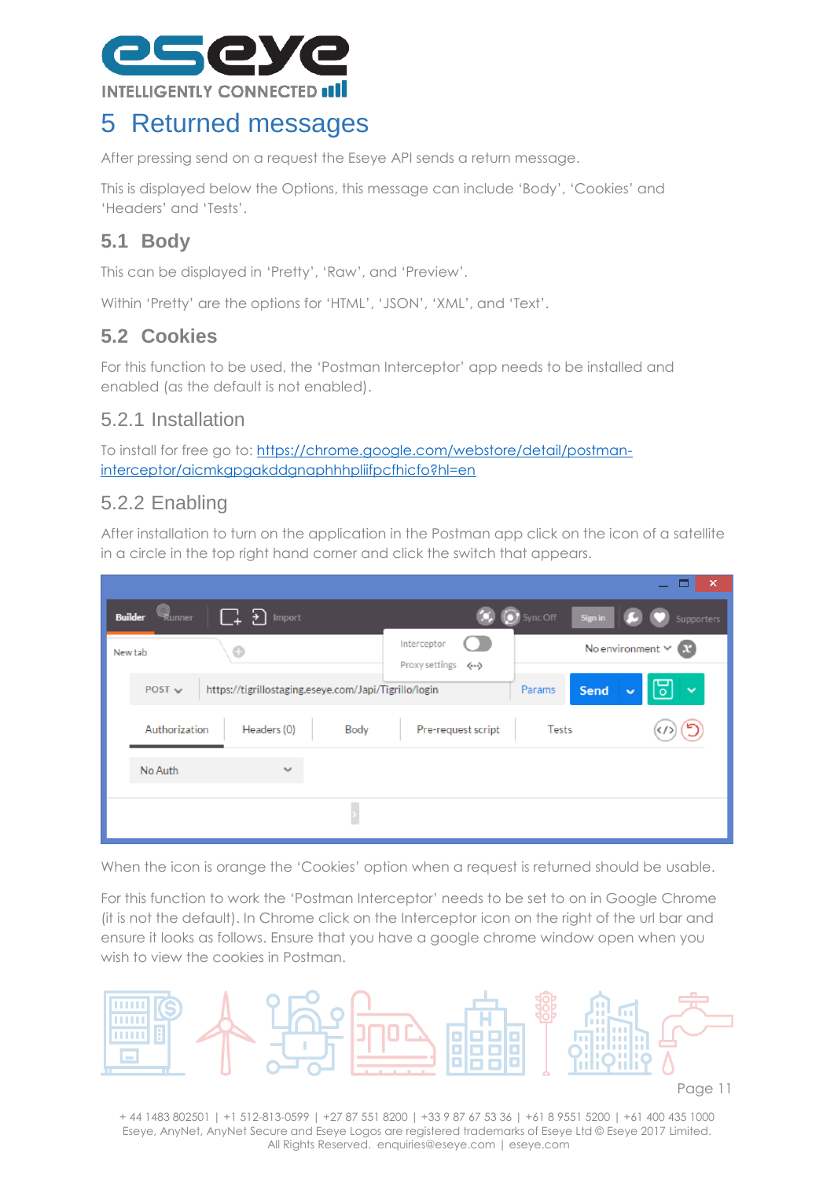# 5 Returned messages

After pressing send on a request the Eseye API sends a return message.

This is displayed below the Options, this message can include 'Body', 'Cookies' and 'Headers' and 'Tests'.

## 5.1 Body

This can be displayed in 'Pretty', 'Raw', and 'Preview'.

Within 'Pretty' are the options for 'HTML', 'JSON', 'XML', and 'Text'.

## 5.2 Cookies

For this function to be used, the 'Postman Interceptor' app needs to be installed and enabled (as the default is not enabled).

### 5.2.1 Installation

To install for free go to: [https://chrome.google.com/webstore/detail/postman-interceptor/aicmkgpgakddgnaphhhpliifpcfhicfo?hl=en](https://chrome.google.com/webstore/detail/postman-interceptor/aicmkgpgakddgnaphhhpliifpcfhicfo?hl=en)

### 5.2.2 Enabling

After installation to turn on the application in the Postman app click on the icon of a satellite in a circle in the top right hand corner and click the switch that appears.

When the icon is orange the 'Cookies' option when a request is returned should be usable.

For this function to work the 'Postman Interceptor' needs to be set to on in Google Chrome (it is not the default). In Chrome click on the Interceptor icon on the right of the url bar and ensure it looks as follows. Ensure that you have a google chrome window open when you wish to view the cookies in Postman.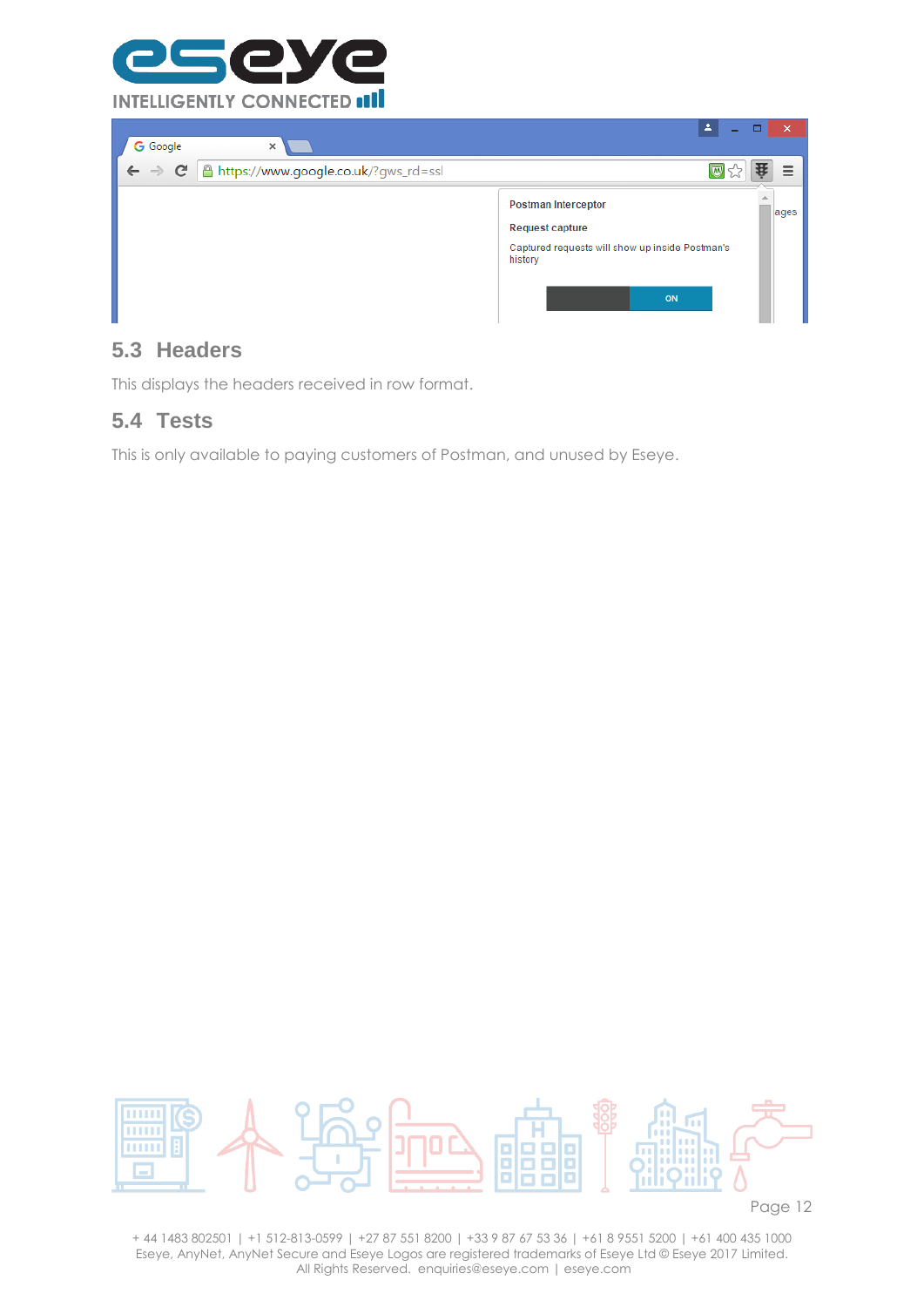## 5.3 Headers

This displays the headers received in row format.

## 5.4 Tests

This is only available to paying customers of Postman, and unused by Eseye.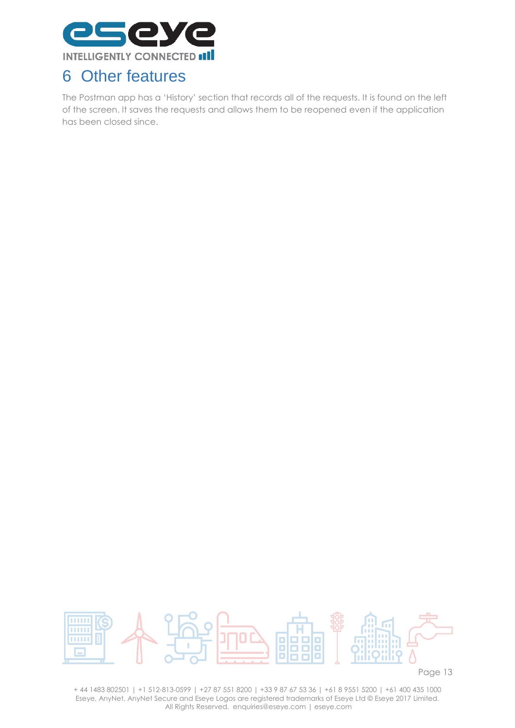# 6 Other features

The Postman app has a 'History' section that records all of the requests. It is found on the left of the screen. It saves the requests and allows them to be reopened even if the application has been closed since.